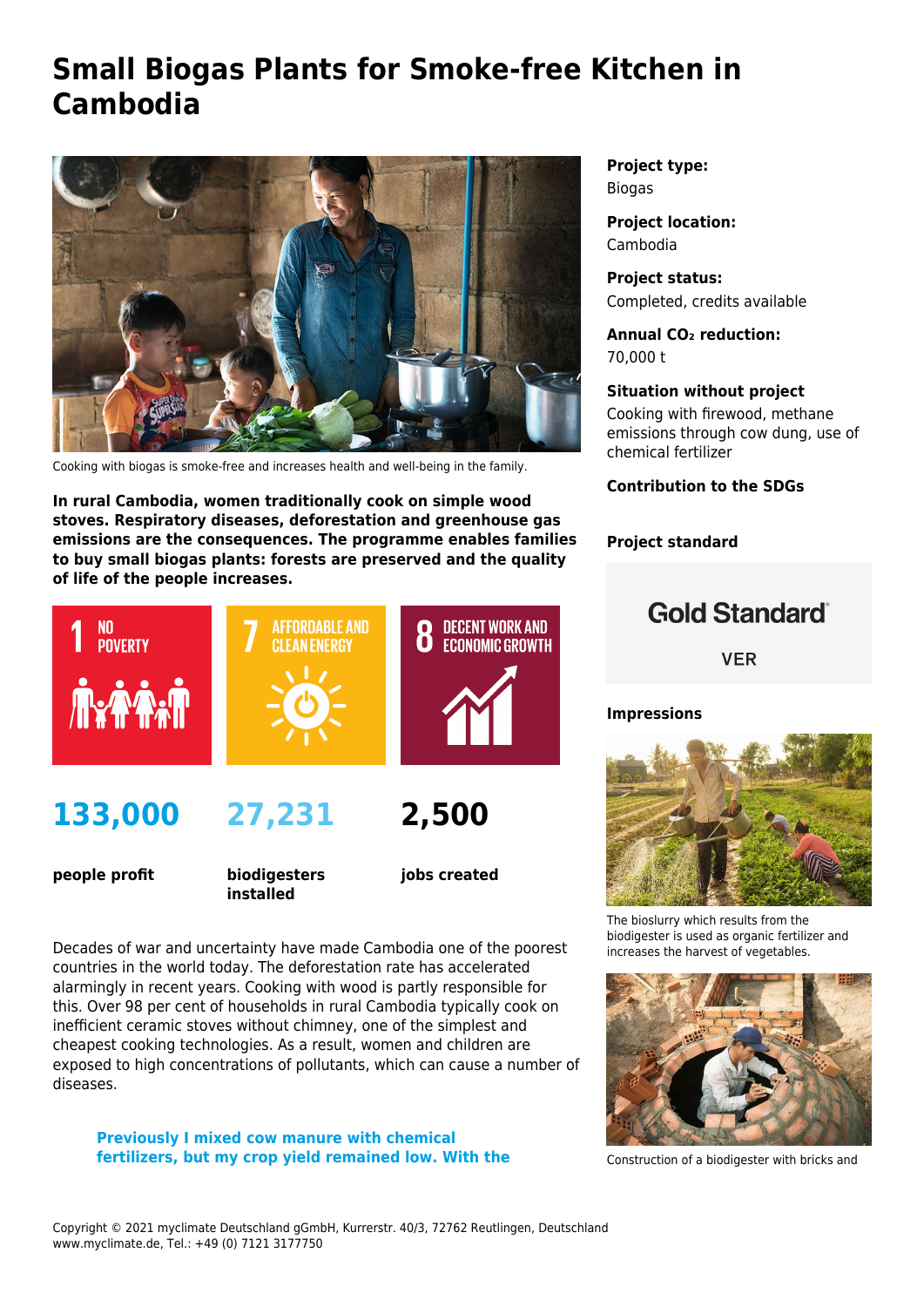# Small Biogas Plants for Smoke-free Kitchen in Cambodia

Cooking with biogas is smoke-free and increases health and well-being in the family.

**In rural Cambodia, women traditionally cook on simple wood stoves. Respiratory diseases, deforestation and greenhouse gas emissions are the consequences. The programme enables families to buy small biogas plants: forests are preserved and the quality of life of the people increases.**

1 NO POVERTY

7 AFFORDABLE AND CLEAN ENERGY

8 DECENT WORK AND ECONOMIC GROWTH

**133,000**

**people profit**

**27,231**

**biodigesters installed**

**2,500**

**jobs created**

Decades of war and uncertainty have made Cambodia one of the poorest countries in the world today. The deforestation rate has accelerated alarmingly in recent years. Cooking with wood is partly responsible for this. Over 98 per cent of households in rural Cambodia typically cook on inefficient ceramic stoves without chimney, one of the simplest and cheapest cooking technologies. As a result, women and children are exposed to high concentrations of pollutants, which can cause a number of diseases.

> **Previously I mixed cow manure with chemical fertilizers, but my crop yield remained low. With the**

**Project type:**
Biogas

**Project location:**
Cambodia

**Project status:**
Completed, credits available

**Annual $CO_2$ reduction:**
70,000 t

**Situation without project**
Cooking with firewood, methane emissions through cow dung, use of chemical fertilizer

**Contribution to the SDGs**

**Project standard**

Gold Standard®

VER

**Impressions**

The bioslurry which results from the biodigester is used as organic fertilizer and increases the harvest of vegetables.

Construction of a biodigester with bricks and

Copyright © 2021 myclimate Deutschland gGmbH, Kurrerstr. 40/3, 72762 Reutlingen, Deutschland
www.myclimate.de, Tel.: +49 (0) 7121 3177750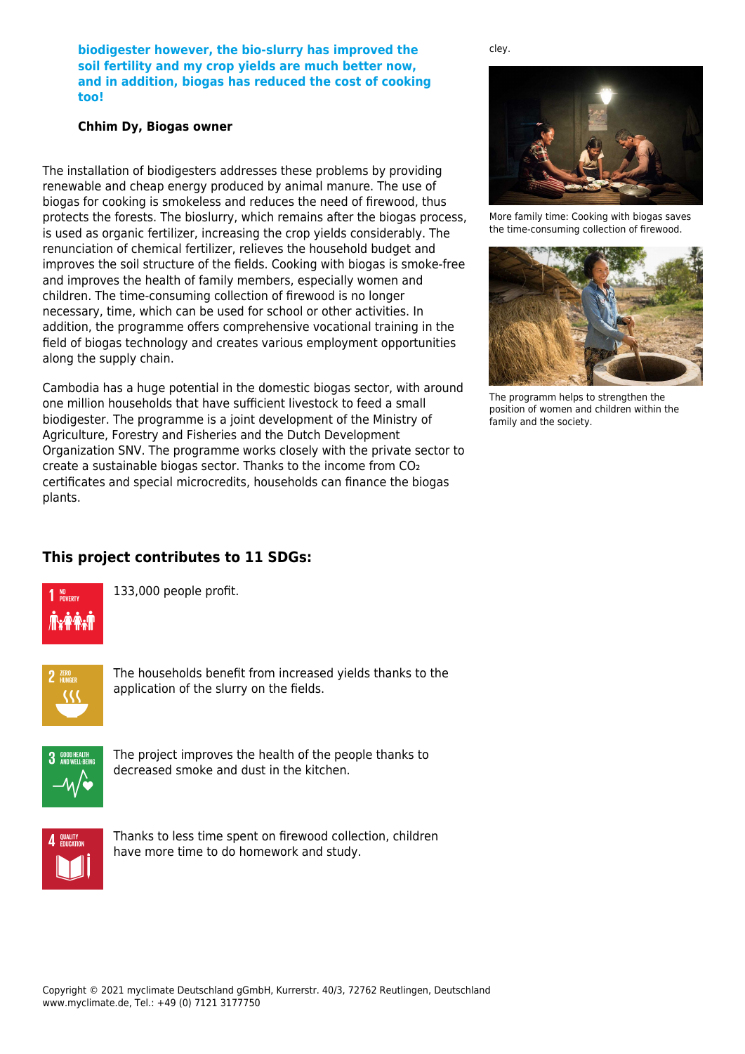**biodigester however, the bio-slurry has improved the soil fertility and my crop yields are much better now, and in addition, biogas has reduced the cost of cooking too!**

**Chhim Dy, Biogas owner**

The installation of biodigesters addresses these problems by providing renewable and cheap energy produced by animal manure. The use of biogas for cooking is smokeless and reduces the need of firewood, thus protects the forests. The bioslurry, which remains after the biogas process, is used as organic fertilizer, increasing the crop yields considerably. The renunciation of chemical fertilizer, relieves the household budget and improves the soil structure of the fields. Cooking with biogas is smoke-free and improves the health of family members, especially women and children. The time-consuming collection of firewood is no longer necessary, time, which can be used for school or other activities. In addition, the programme offers comprehensive vocational training in the field of biogas technology and creates various employment opportunities along the supply chain.

Cambodia has a huge potential in the domestic biogas sector, with around one million households that have sufficient livestock to feed a small biodigester. The programme is a joint development of the Ministry of Agriculture, Forestry and Fisheries and the Dutch Development Organization SNV. The programme works closely with the private sector to create a sustainable biogas sector. Thanks to the income from $CO_2$ certificates and special microcredits, households can finance the biogas plants.

cley.

More family time: Cooking with biogas saves the time-consuming collection of firewood.

The programm helps to strengthen the position of women and children within the family and the society.

## This project contributes to 11 SDGs:

1 NO POVERTY — 133,000 people profit.

2 ZERO HUNGER — The households benefit from increased yields thanks to the application of the slurry on the fields.

3 GOOD HEALTH AND WELL-BEING — The project improves the health of the people thanks to decreased smoke and dust in the kitchen.

4 QUALITY EDUCATION — Thanks to less time spent on firewood collection, children have more time to do homework and study.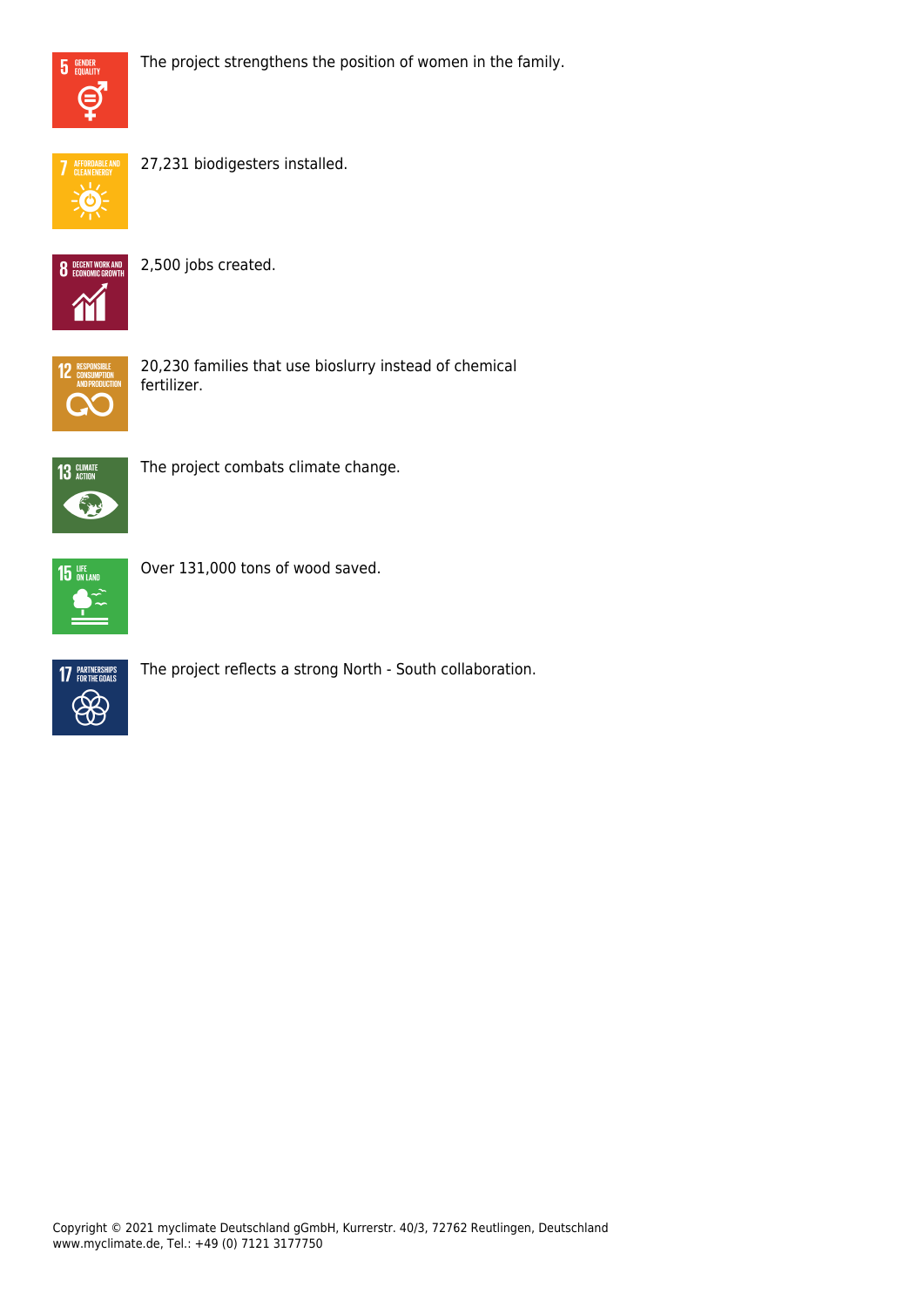5 GENDER EQUALITY

The project strengthens the position of women in the family.

7 AFFORDABLE AND CLEAN ENERGY

27,231 biodigesters installed.

8 DECENT WORK AND ECONOMIC GROWTH

2,500 jobs created.

12 RESPONSIBLE CONSUMPTION AND PRODUCTION

20,230 families that use bioslurry instead of chemical fertilizer.

13 CLIMATE ACTION

The project combats climate change.

15 LIFE ON LAND

Over 131,000 tons of wood saved.

17 PARTNERSHIPS FOR THE GOALS

The project reflects a strong North - South collaboration.

Copyright © 2021 myclimate Deutschland gGmbH, Kurrerstr. 40/3, 72762 Reutlingen, Deutschland
www.myclimate.de, Tel.: +49 (0) 7121 3177750